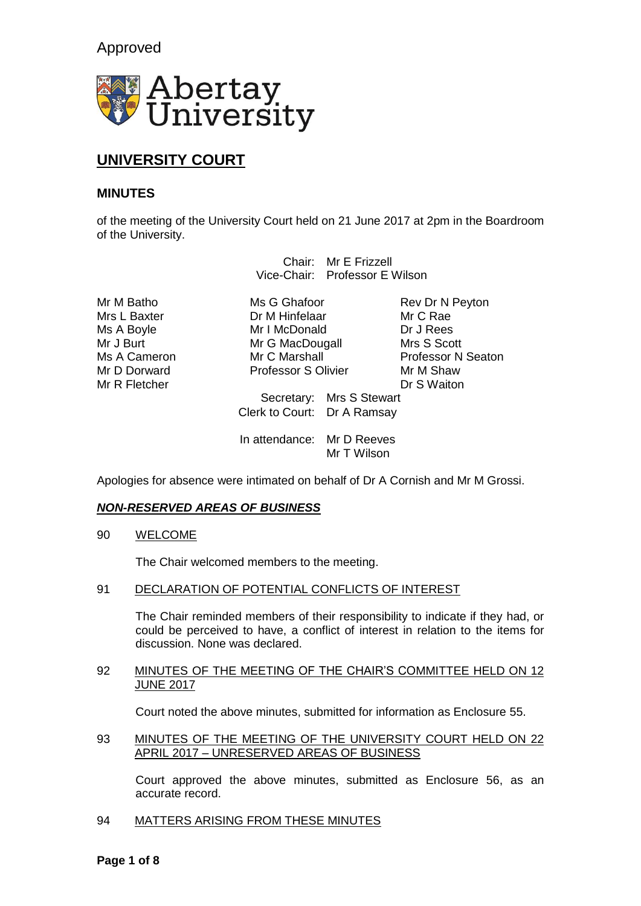Approved

Abertay University

# UNIVERSITY COURT

## MINUTES

of the meeting of the University Court held on 21 June 2017 at 2pm in the Boardroom of the University.

Chair: Mr E Frizzell
Vice-Chair: Professor E Wilson

Mr M Batho
Mrs L Baxter
Ms A Boyle
Mr J Burt
Ms A Cameron
Mr D Dorward
Mr R Fletcher
Ms G Ghafoor
Dr M Hinfelaar
Mr I McDonald
Mr G MacDougall
Mr C Marshall
Professor S Olivier
Rev Dr N Peyton
Mr C Rae
Dr J Rees
Mrs S Scott
Professor N Seaton
Mr M Shaw
Dr S Waiton

Secretary: Mrs S Stewart
Clerk to Court: Dr A Ramsay

In attendance: Mr D Reeves
Mr T Wilson

Apologies for absence were intimated on behalf of Dr A Cornish and Mr M Grossi.

***NON-RESERVED AREAS OF BUSINESS***

90 WELCOME

The Chair welcomed members to the meeting.

91 DECLARATION OF POTENTIAL CONFLICTS OF INTEREST

The Chair reminded members of their responsibility to indicate if they had, or could be perceived to have, a conflict of interest in relation to the items for discussion. None was declared.

92 MINUTES OF THE MEETING OF THE CHAIR'S COMMITTEE HELD ON 12 JUNE 2017

Court noted the above minutes, submitted for information as Enclosure 55.

93 MINUTES OF THE MEETING OF THE UNIVERSITY COURT HELD ON 22 APRIL 2017 – UNRESERVED AREAS OF BUSINESS

Court approved the above minutes, submitted as Enclosure 56, as an accurate record.

94 MATTERS ARISING FROM THESE MINUTES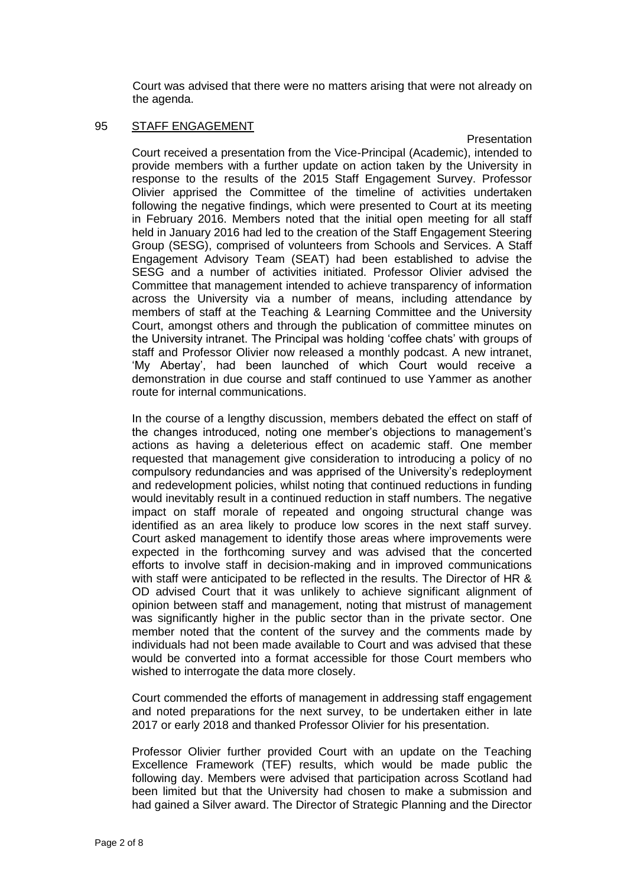Court was advised that there were no matters arising that were not already on the agenda.

## 95 STAFF ENGAGEMENT

Presentation

Court received a presentation from the Vice-Principal (Academic), intended to provide members with a further update on action taken by the University in response to the results of the 2015 Staff Engagement Survey. Professor Olivier apprised the Committee of the timeline of activities undertaken following the negative findings, which were presented to Court at its meeting in February 2016. Members noted that the initial open meeting for all staff held in January 2016 had led to the creation of the Staff Engagement Steering Group (SESG), comprised of volunteers from Schools and Services. A Staff Engagement Advisory Team (SEAT) had been established to advise the SESG and a number of activities initiated. Professor Olivier advised the Committee that management intended to achieve transparency of information across the University via a number of means, including attendance by members of staff at the Teaching & Learning Committee and the University Court, amongst others and through the publication of committee minutes on the University intranet. The Principal was holding 'coffee chats' with groups of staff and Professor Olivier now released a monthly podcast. A new intranet, 'My Abertay', had been launched of which Court would receive a demonstration in due course and staff continued to use Yammer as another route for internal communications.

In the course of a lengthy discussion, members debated the effect on staff of the changes introduced, noting one member's objections to management's actions as having a deleterious effect on academic staff. One member requested that management give consideration to introducing a policy of no compulsory redundancies and was apprised of the University's redeployment and redevelopment policies, whilst noting that continued reductions in funding would inevitably result in a continued reduction in staff numbers. The negative impact on staff morale of repeated and ongoing structural change was identified as an area likely to produce low scores in the next staff survey. Court asked management to identify those areas where improvements were expected in the forthcoming survey and was advised that the concerted efforts to involve staff in decision-making and in improved communications with staff were anticipated to be reflected in the results. The Director of HR & OD advised Court that it was unlikely to achieve significant alignment of opinion between staff and management, noting that mistrust of management was significantly higher in the public sector than in the private sector. One member noted that the content of the survey and the comments made by individuals had not been made available to Court and was advised that these would be converted into a format accessible for those Court members who wished to interrogate the data more closely.

Court commended the efforts of management in addressing staff engagement and noted preparations for the next survey, to be undertaken either in late 2017 or early 2018 and thanked Professor Olivier for his presentation.

Professor Olivier further provided Court with an update on the Teaching Excellence Framework (TEF) results, which would be made public the following day. Members were advised that participation across Scotland had been limited but that the University had chosen to make a submission and had gained a Silver award. The Director of Strategic Planning and the Director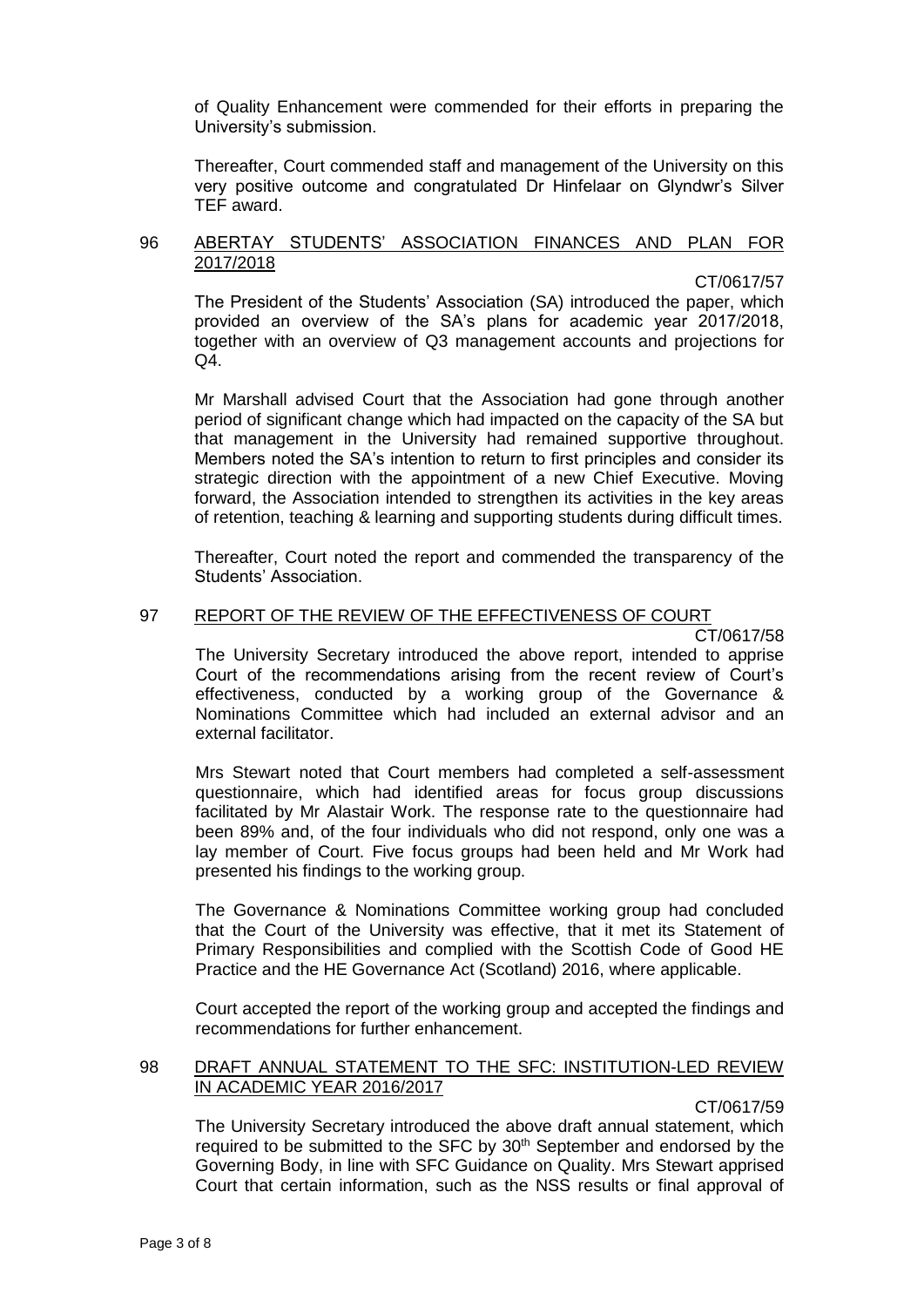of Quality Enhancement were commended for their efforts in preparing the University's submission.

Thereafter, Court commended staff and management of the University on this very positive outcome and congratulated Dr Hinfelaar on Glyndwr's Silver TEF award.

## 96 ABERTAY STUDENTS' ASSOCIATION FINANCES AND PLAN FOR 2017/2018

CT/0617/57

The President of the Students' Association (SA) introduced the paper, which provided an overview of the SA's plans for academic year 2017/2018, together with an overview of Q3 management accounts and projections for Q4.

Mr Marshall advised Court that the Association had gone through another period of significant change which had impacted on the capacity of the SA but that management in the University had remained supportive throughout. Members noted the SA's intention to return to first principles and consider its strategic direction with the appointment of a new Chief Executive. Moving forward, the Association intended to strengthen its activities in the key areas of retention, teaching & learning and supporting students during difficult times.

Thereafter, Court noted the report and commended the transparency of the Students' Association.

## 97 REPORT OF THE REVIEW OF THE EFFECTIVENESS OF COURT

CT/0617/58

The University Secretary introduced the above report, intended to apprise Court of the recommendations arising from the recent review of Court's effectiveness, conducted by a working group of the Governance & Nominations Committee which had included an external advisor and an external facilitator.

Mrs Stewart noted that Court members had completed a self-assessment questionnaire, which had identified areas for focus group discussions facilitated by Mr Alastair Work. The response rate to the questionnaire had been 89% and, of the four individuals who did not respond, only one was a lay member of Court. Five focus groups had been held and Mr Work had presented his findings to the working group.

The Governance & Nominations Committee working group had concluded that the Court of the University was effective, that it met its Statement of Primary Responsibilities and complied with the Scottish Code of Good HE Practice and the HE Governance Act (Scotland) 2016, where applicable.

Court accepted the report of the working group and accepted the findings and recommendations for further enhancement.

## 98 DRAFT ANNUAL STATEMENT TO THE SFC: INSTITUTION-LED REVIEW IN ACADEMIC YEAR 2016/2017

CT/0617/59

The University Secretary introduced the above draft annual statement, which required to be submitted to the SFC by 30th September and endorsed by the Governing Body, in line with SFC Guidance on Quality. Mrs Stewart apprised Court that certain information, such as the NSS results or final approval of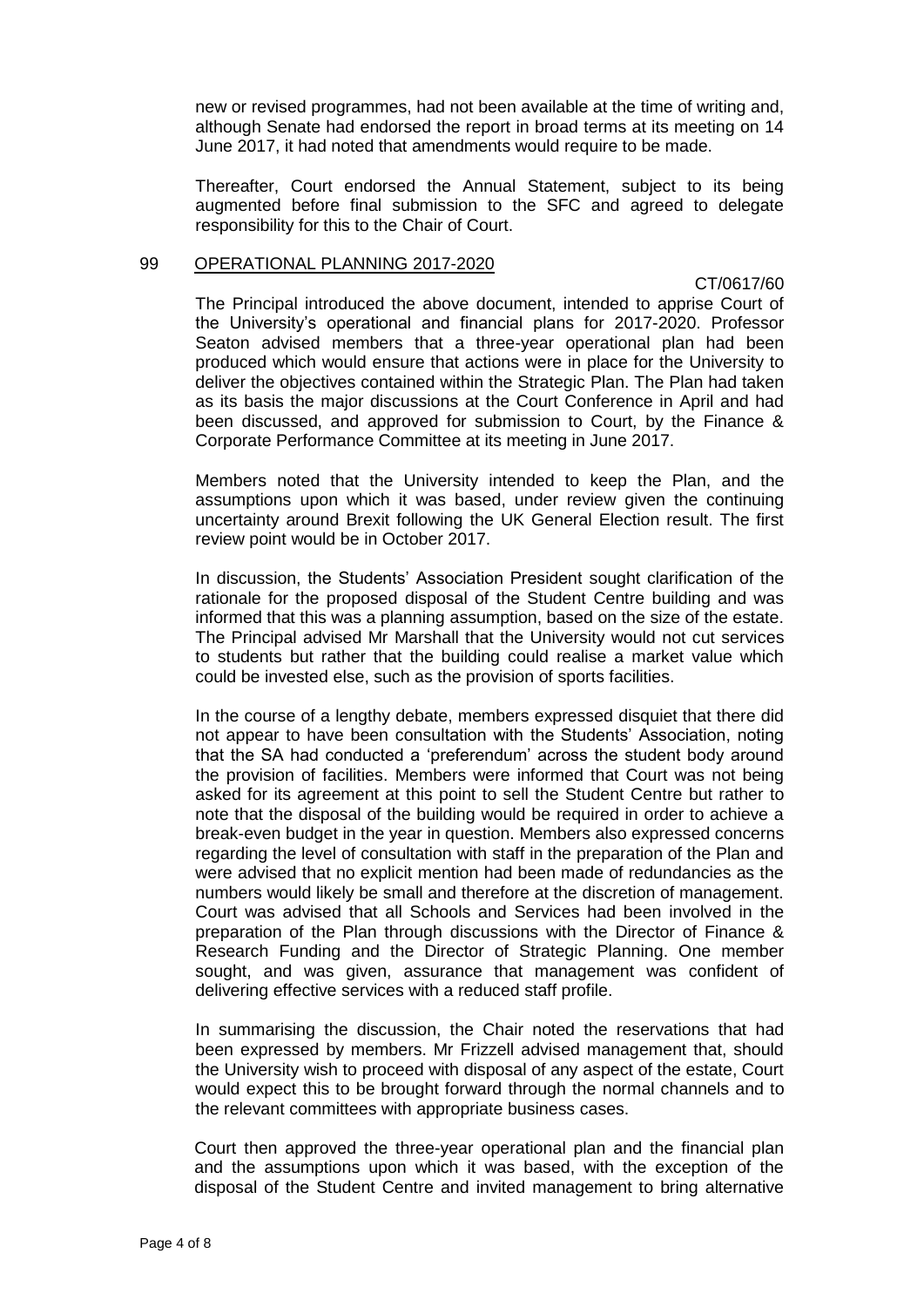new or revised programmes, had not been available at the time of writing and, although Senate had endorsed the report in broad terms at its meeting on 14 June 2017, it had noted that amendments would require to be made.

Thereafter, Court endorsed the Annual Statement, subject to its being augmented before final submission to the SFC and agreed to delegate responsibility for this to the Chair of Court.

## 99 OPERATIONAL PLANNING 2017-2020

CT/0617/60

The Principal introduced the above document, intended to apprise Court of the University's operational and financial plans for 2017-2020. Professor Seaton advised members that a three-year operational plan had been produced which would ensure that actions were in place for the University to deliver the objectives contained within the Strategic Plan. The Plan had taken as its basis the major discussions at the Court Conference in April and had been discussed, and approved for submission to Court, by the Finance & Corporate Performance Committee at its meeting in June 2017.

Members noted that the University intended to keep the Plan, and the assumptions upon which it was based, under review given the continuing uncertainty around Brexit following the UK General Election result. The first review point would be in October 2017.

In discussion, the Students' Association President sought clarification of the rationale for the proposed disposal of the Student Centre building and was informed that this was a planning assumption, based on the size of the estate. The Principal advised Mr Marshall that the University would not cut services to students but rather that the building could realise a market value which could be invested else, such as the provision of sports facilities.

In the course of a lengthy debate, members expressed disquiet that there did not appear to have been consultation with the Students' Association, noting that the SA had conducted a 'preferendum' across the student body around the provision of facilities. Members were informed that Court was not being asked for its agreement at this point to sell the Student Centre but rather to note that the disposal of the building would be required in order to achieve a break-even budget in the year in question. Members also expressed concerns regarding the level of consultation with staff in the preparation of the Plan and were advised that no explicit mention had been made of redundancies as the numbers would likely be small and therefore at the discretion of management. Court was advised that all Schools and Services had been involved in the preparation of the Plan through discussions with the Director of Finance & Research Funding and the Director of Strategic Planning. One member sought, and was given, assurance that management was confident of delivering effective services with a reduced staff profile.

In summarising the discussion, the Chair noted the reservations that had been expressed by members. Mr Frizzell advised management that, should the University wish to proceed with disposal of any aspect of the estate, Court would expect this to be brought forward through the normal channels and to the relevant committees with appropriate business cases.

Court then approved the three-year operational plan and the financial plan and the assumptions upon which it was based, with the exception of the disposal of the Student Centre and invited management to bring alternative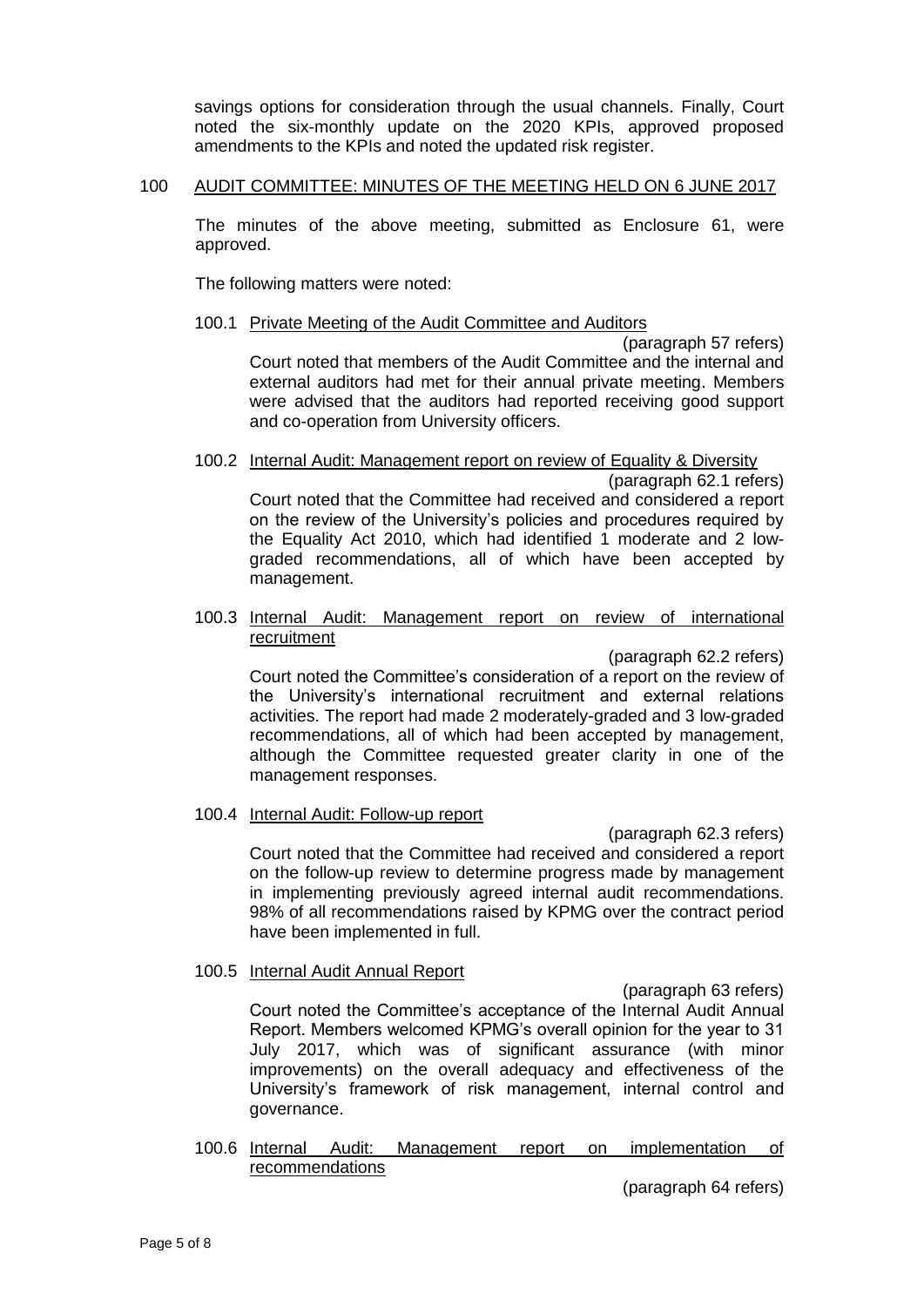savings options for consideration through the usual channels. Finally, Court noted the six-monthly update on the 2020 KPIs, approved proposed amendments to the KPIs and noted the updated risk register.

## 100 AUDIT COMMITTEE: MINUTES OF THE MEETING HELD ON 6 JUNE 2017

The minutes of the above meeting, submitted as Enclosure 61, were approved.

The following matters were noted:

### 100.1 Private Meeting of the Audit Committee and Auditors

(paragraph 57 refers)

Court noted that members of the Audit Committee and the internal and external auditors had met for their annual private meeting. Members were advised that the auditors had reported receiving good support and co-operation from University officers.

### 100.2 Internal Audit: Management report on review of Equality & Diversity

(paragraph 62.1 refers)

Court noted that the Committee had received and considered a report on the review of the University's policies and procedures required by the Equality Act 2010, which had identified 1 moderate and 2 low-graded recommendations, all of which have been accepted by management.

### 100.3 Internal Audit: Management report on review of international recruitment

(paragraph 62.2 refers)

Court noted the Committee's consideration of a report on the review of the University's international recruitment and external relations activities. The report had made 2 moderately-graded and 3 low-graded recommendations, all of which had been accepted by management, although the Committee requested greater clarity in one of the management responses.

### 100.4 Internal Audit: Follow-up report

(paragraph 62.3 refers)

Court noted that the Committee had received and considered a report on the follow-up review to determine progress made by management in implementing previously agreed internal audit recommendations. 98% of all recommendations raised by KPMG over the contract period have been implemented in full.

### 100.5 Internal Audit Annual Report

(paragraph 63 refers)

Court noted the Committee's acceptance of the Internal Audit Annual Report. Members welcomed KPMG's overall opinion for the year to 31 July 2017, which was of significant assurance (with minor improvements) on the overall adequacy and effectiveness of the University's framework of risk management, internal control and governance.

### 100.6 Internal Audit: Management report on implementation of recommendations

(paragraph 64 refers)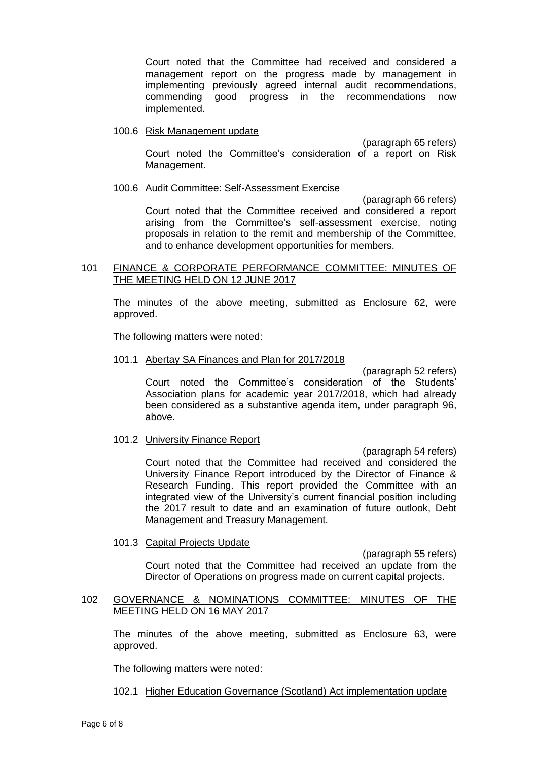Court noted that the Committee had received and considered a management report on the progress made by management in implementing previously agreed internal audit recommendations, commending good progress in the recommendations now implemented.

100.6 Risk Management update

(paragraph 65 refers)

Court noted the Committee's consideration of a report on Risk Management.

100.6 Audit Committee: Self-Assessment Exercise

(paragraph 66 refers)

Court noted that the Committee received and considered a report arising from the Committee's self-assessment exercise, noting proposals in relation to the remit and membership of the Committee, and to enhance development opportunities for members.

## 101 FINANCE & CORPORATE PERFORMANCE COMMITTEE: MINUTES OF THE MEETING HELD ON 12 JUNE 2017

The minutes of the above meeting, submitted as Enclosure 62, were approved.

The following matters were noted:

101.1 Abertay SA Finances and Plan for 2017/2018

(paragraph 52 refers)

Court noted the Committee's consideration of the Students' Association plans for academic year 2017/2018, which had already been considered as a substantive agenda item, under paragraph 96, above.

101.2 University Finance Report

(paragraph 54 refers)

Court noted that the Committee had received and considered the University Finance Report introduced by the Director of Finance & Research Funding. This report provided the Committee with an integrated view of the University's current financial position including the 2017 result to date and an examination of future outlook, Debt Management and Treasury Management.

101.3 Capital Projects Update

(paragraph 55 refers)

Court noted that the Committee had received an update from the Director of Operations on progress made on current capital projects.

## 102 GOVERNANCE & NOMINATIONS COMMITTEE: MINUTES OF THE MEETING HELD ON 16 MAY 2017

The minutes of the above meeting, submitted as Enclosure 63, were approved.

The following matters were noted:

102.1 Higher Education Governance (Scotland) Act implementation update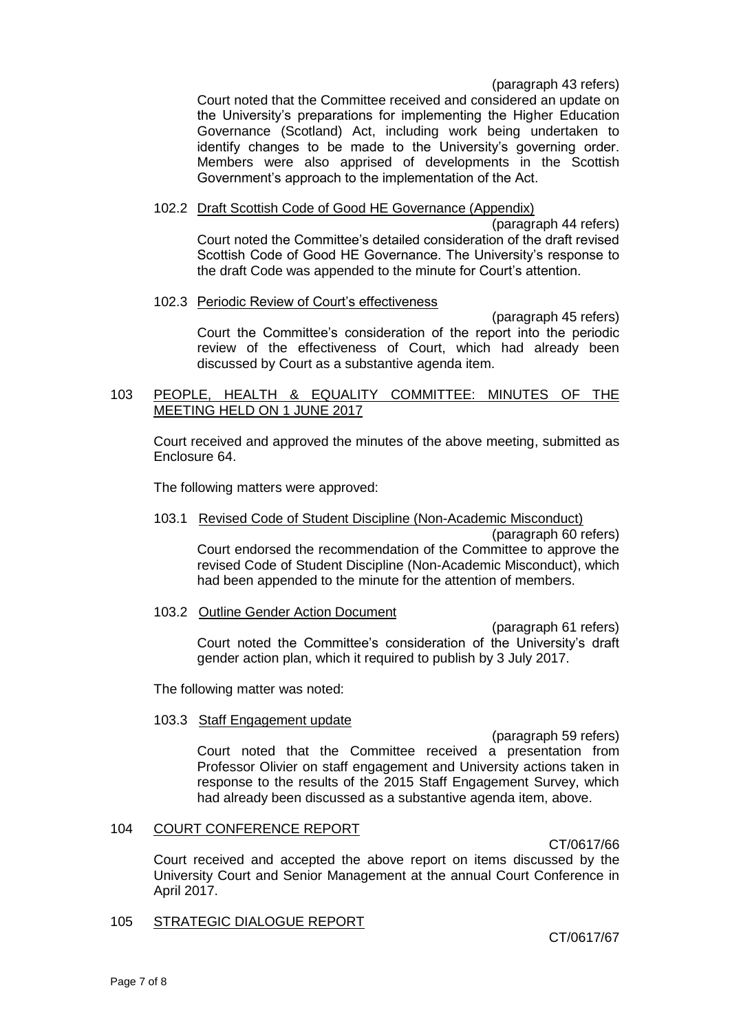(paragraph 43 refers)

Court noted that the Committee received and considered an update on the University's preparations for implementing the Higher Education Governance (Scotland) Act, including work being undertaken to identify changes to be made to the University's governing order. Members were also apprised of developments in the Scottish Government's approach to the implementation of the Act.

102.2 Draft Scottish Code of Good HE Governance (Appendix)

(paragraph 44 refers)

Court noted the Committee's detailed consideration of the draft revised Scottish Code of Good HE Governance. The University's response to the draft Code was appended to the minute for Court's attention.

102.3 Periodic Review of Court's effectiveness

(paragraph 45 refers)

Court the Committee's consideration of the report into the periodic review of the effectiveness of Court, which had already been discussed by Court as a substantive agenda item.

103 PEOPLE, HEALTH & EQUALITY COMMITTEE: MINUTES OF THE MEETING HELD ON 1 JUNE 2017

Court received and approved the minutes of the above meeting, submitted as Enclosure 64.

The following matters were approved:

103.1 Revised Code of Student Discipline (Non-Academic Misconduct)

(paragraph 60 refers)

Court endorsed the recommendation of the Committee to approve the revised Code of Student Discipline (Non-Academic Misconduct), which had been appended to the minute for the attention of members.

103.2 Outline Gender Action Document

(paragraph 61 refers)

Court noted the Committee's consideration of the University's draft gender action plan, which it required to publish by 3 July 2017.

The following matter was noted:

103.3 Staff Engagement update

(paragraph 59 refers)

Court noted that the Committee received a presentation from Professor Olivier on staff engagement and University actions taken in response to the results of the 2015 Staff Engagement Survey, which had already been discussed as a substantive agenda item, above.

104 COURT CONFERENCE REPORT

CT/0617/66

Court received and accepted the above report on items discussed by the University Court and Senior Management at the annual Court Conference in April 2017.

105 STRATEGIC DIALOGUE REPORT

CT/0617/67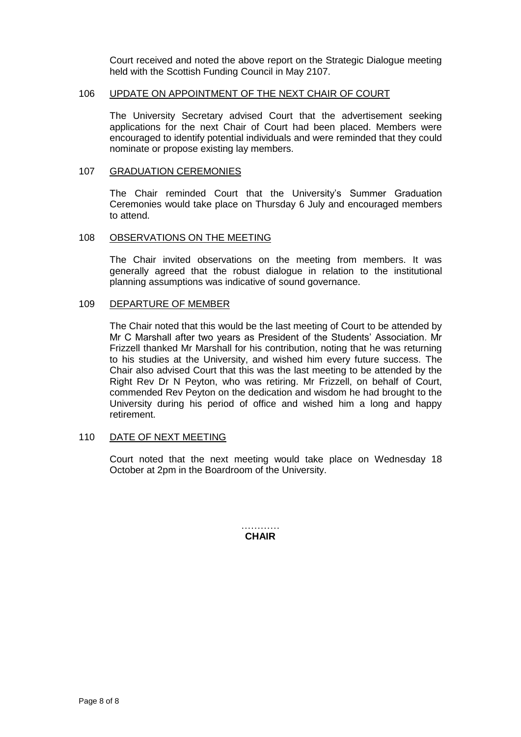Court received and noted the above report on the Strategic Dialogue meeting held with the Scottish Funding Council in May 2107.

106 UPDATE ON APPOINTMENT OF THE NEXT CHAIR OF COURT

The University Secretary advised Court that the advertisement seeking applications for the next Chair of Court had been placed. Members were encouraged to identify potential individuals and were reminded that they could nominate or propose existing lay members.

107 GRADUATION CEREMONIES

The Chair reminded Court that the University's Summer Graduation Ceremonies would take place on Thursday 6 July and encouraged members to attend.

108 OBSERVATIONS ON THE MEETING

The Chair invited observations on the meeting from members. It was generally agreed that the robust dialogue in relation to the institutional planning assumptions was indicative of sound governance.

109 DEPARTURE OF MEMBER

The Chair noted that this would be the last meeting of Court to be attended by Mr C Marshall after two years as President of the Students' Association. Mr Frizzell thanked Mr Marshall for his contribution, noting that he was returning to his studies at the University, and wished him every future success. The Chair also advised Court that this was the last meeting to be attended by the Right Rev Dr N Peyton, who was retiring. Mr Frizzell, on behalf of Court, commended Rev Peyton on the dedication and wisdom he had brought to the University during his period of office and wished him a long and happy retirement.

110 DATE OF NEXT MEETING

Court noted that the next meeting would take place on Wednesday 18 October at 2pm in the Boardroom of the University.

…………

**CHAIR**